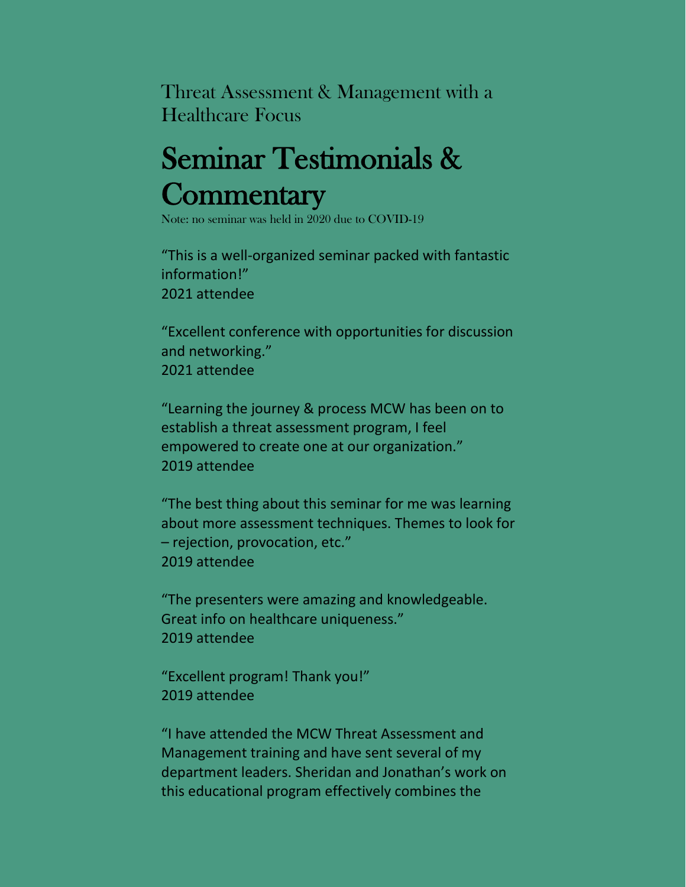Threat Assessment & Management with a Healthcare Focus

# Seminar Testimonials & Commentary

Note: no seminar was held in 2020 due to COVID-19

"This is a well-organized seminar packed with fantastic information!"
2021 attendee

"Excellent conference with opportunities for discussion and networking."
2021 attendee

"Learning the journey & process MCW has been on to establish a threat assessment program, I feel empowered to create one at our organization."
2019 attendee

"The best thing about this seminar for me was learning about more assessment techniques. Themes to look for – rejection, provocation, etc."
2019 attendee

"The presenters were amazing and knowledgeable. Great info on healthcare uniqueness."
2019 attendee

"Excellent program! Thank you!"
2019 attendee

"I have attended the MCW Threat Assessment and Management training and have sent several of my department leaders. Sheridan and Jonathan's work on this educational program effectively combines the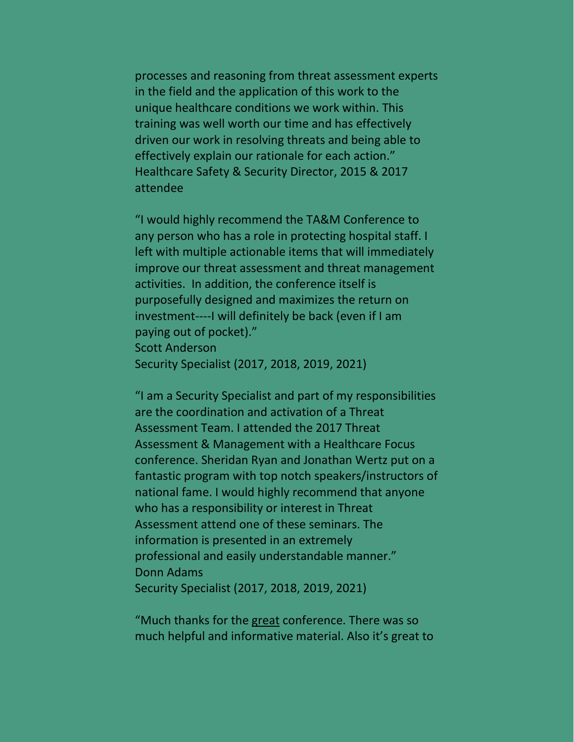processes and reasoning from threat assessment experts in the field and the application of this work to the unique healthcare conditions we work within. This training was well worth our time and has effectively driven our work in resolving threats and being able to effectively explain our rationale for each action."
Healthcare Safety & Security Director, 2015 & 2017 attendee

"I would highly recommend the TA&M Conference to any person who has a role in protecting hospital staff. I left with multiple actionable items that will immediately improve our threat assessment and threat management activities. In addition, the conference itself is purposefully designed and maximizes the return on investment----I will definitely be back (even if I am paying out of pocket)."
Scott Anderson
Security Specialist (2017, 2018, 2019, 2021)

"I am a Security Specialist and part of my responsibilities are the coordination and activation of a Threat Assessment Team. I attended the 2017 Threat Assessment & Management with a Healthcare Focus conference. Sheridan Ryan and Jonathan Wertz put on a fantastic program with top notch speakers/instructors of national fame. I would highly recommend that anyone who has a responsibility or interest in Threat Assessment attend one of these seminars. The information is presented in an extremely professional and easily understandable manner."
Donn Adams
Security Specialist (2017, 2018, 2019, 2021)

"Much thanks for the <u>great</u> conference. There was so much helpful and informative material. Also it's great to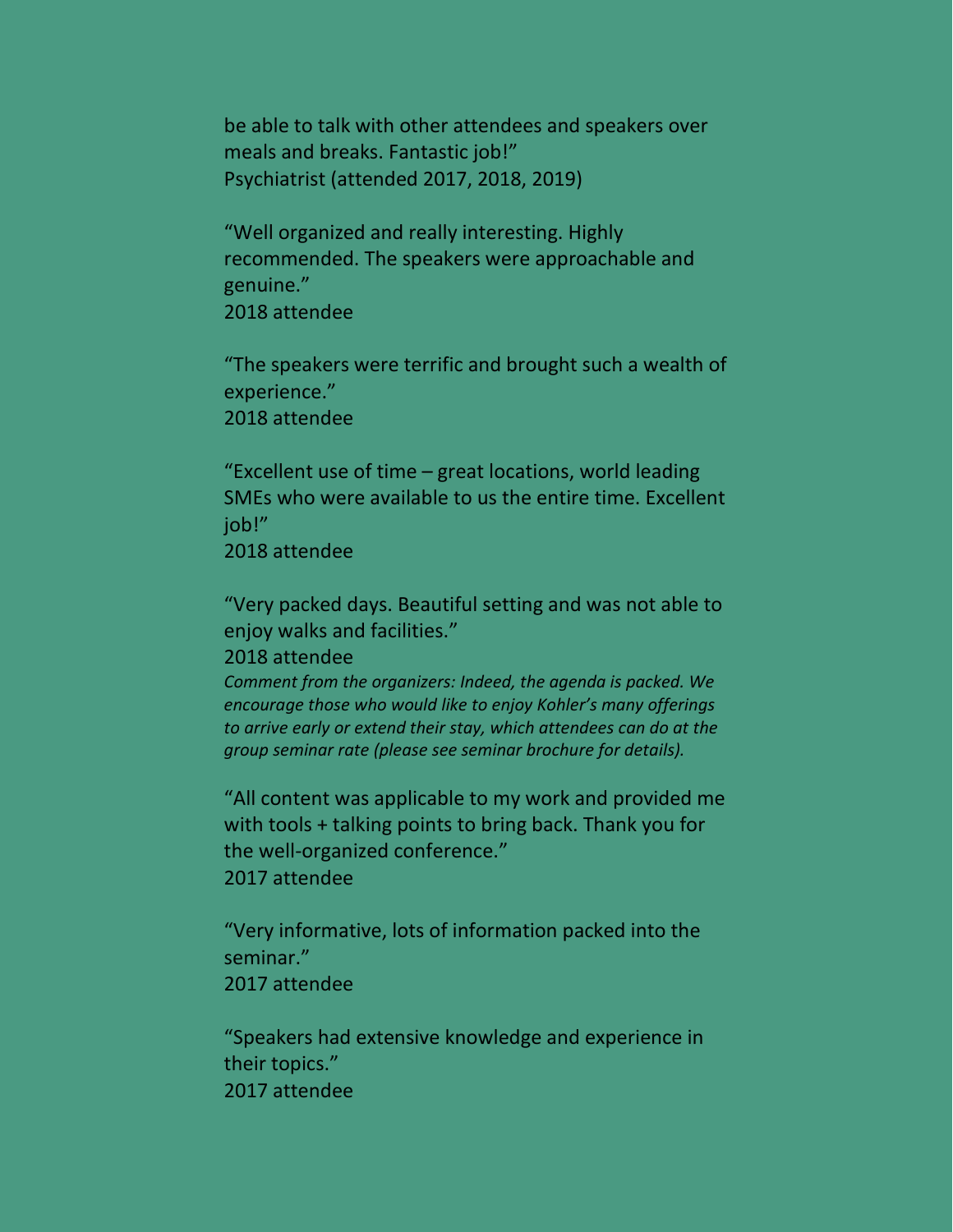be able to talk with other attendees and speakers over meals and breaks. Fantastic job!"
Psychiatrist (attended 2017, 2018, 2019)

"Well organized and really interesting. Highly recommended. The speakers were approachable and genuine."
2018 attendee

"The speakers were terrific and brought such a wealth of experience."
2018 attendee

"Excellent use of time – great locations, world leading SMEs who were available to us the entire time. Excellent job!"
2018 attendee

"Very packed days. Beautiful setting and was not able to enjoy walks and facilities."
2018 attendee
*Comment from the organizers: Indeed, the agenda is packed. We encourage those who would like to enjoy Kohler's many offerings to arrive early or extend their stay, which attendees can do at the group seminar rate (please see seminar brochure for details).*

"All content was applicable to my work and provided me with tools + talking points to bring back. Thank you for the well-organized conference."
2017 attendee

"Very informative, lots of information packed into the seminar."
2017 attendee

"Speakers had extensive knowledge and experience in their topics."
2017 attendee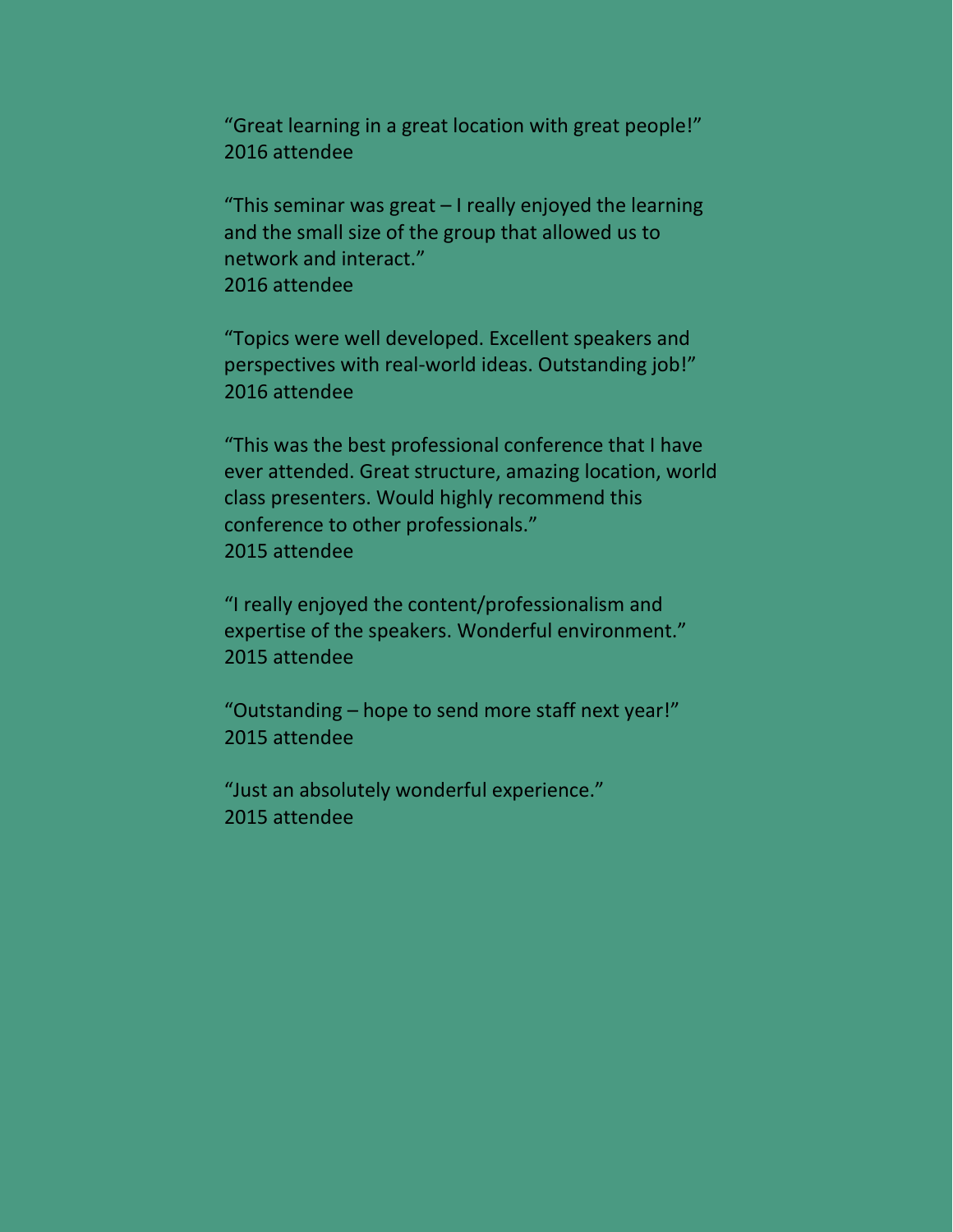"Great learning in a great location with great people!"
2016 attendee

"This seminar was great – I really enjoyed the learning and the small size of the group that allowed us to network and interact."
2016 attendee

"Topics were well developed. Excellent speakers and perspectives with real-world ideas. Outstanding job!"
2016 attendee

"This was the best professional conference that I have ever attended. Great structure, amazing location, world class presenters. Would highly recommend this conference to other professionals."
2015 attendee

"I really enjoyed the content/professionalism and expertise of the speakers. Wonderful environment."
2015 attendee

"Outstanding – hope to send more staff next year!"
2015 attendee

"Just an absolutely wonderful experience."
2015 attendee